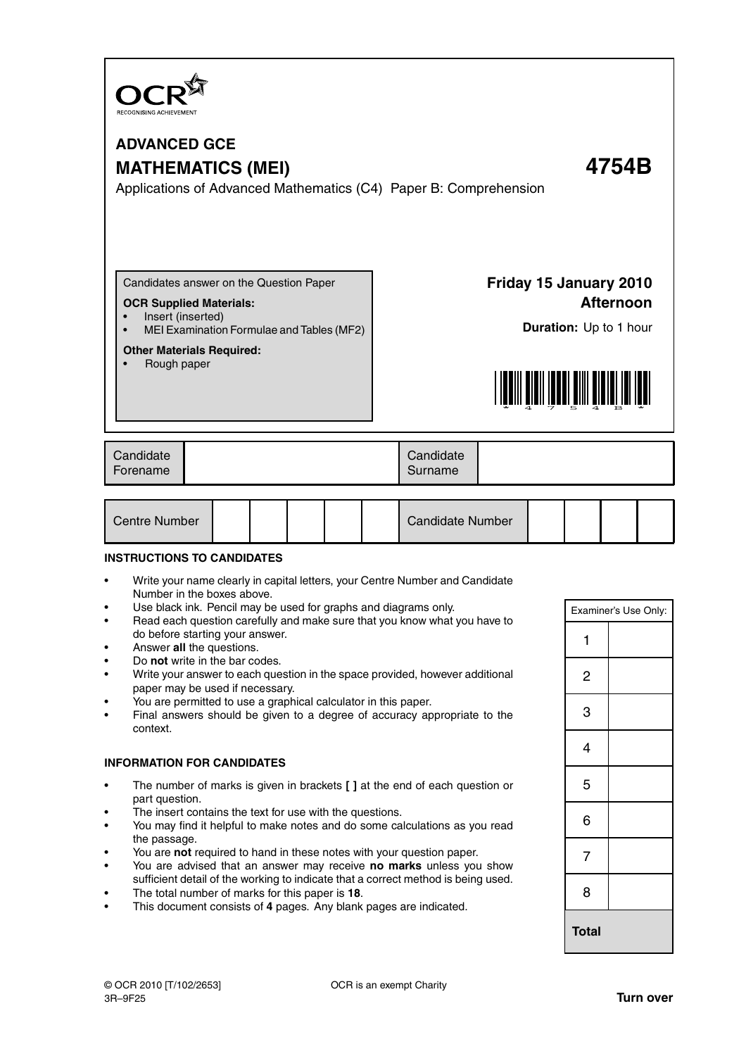OCR
RECOGNISING ACHIEVEMENT

# ADVANCED GCE

# MATHEMATICS (MEI) 4754B

Applications of Advanced Mathematics (C4) Paper B: Comprehension

Candidates answer on the Question Paper

**OCR Supplied Materials:**
- Insert (inserted)
- MEI Examination Formulae and Tables (MF2)

**Other Materials Required:**
- Rough paper

**Friday 15 January 2010**
**Afternoon**

**Duration:** Up to 1 hour

| Candidate Forename | | Candidate Surname | |
|---|---|---|---|

| Centre Number | | | | | | Candidate Number | | | | |
|---|---|---|---|---|---|---|---|---|---|---|

**INSTRUCTIONS TO CANDIDATES**

- Write your name clearly in capital letters, your Centre Number and Candidate Number in the boxes above.
- Use black ink. Pencil may be used for graphs and diagrams only.
- Read each question carefully and make sure that you know what you have to do before starting your answer.
- Answer **all** the questions.
- Do **not** write in the bar codes.
- Write your answer to each question in the space provided, however additional paper may be used if necessary.
- You are permitted to use a graphical calculator in this paper.
- Final answers should be given to a degree of accuracy appropriate to the context.

**INFORMATION FOR CANDIDATES**

- The number of marks is given in brackets **[ ]** at the end of each question or part question.
- The insert contains the text for use with the questions.
- You may find it helpful to make notes and do some calculations as you read the passage.
- You are **not** required to hand in these notes with your question paper.
- You are advised that an answer may receive **no marks** unless you show sufficient detail of the working to indicate that a correct method is being used.
- The total number of marks for this paper is **18**.
- This document consists of **4** pages. Any blank pages are indicated.

| Examiner's Use Only: | |
|---|---|
| 1 | |
| 2 | |
| 3 | |
| 4 | |
| 5 | |
| 6 | |
| 7 | |
| 8 | |
| **Total** | |

© OCR 2010 [T/102/2653]
3R–9F25

OCR is an exempt Charity

**Turn over**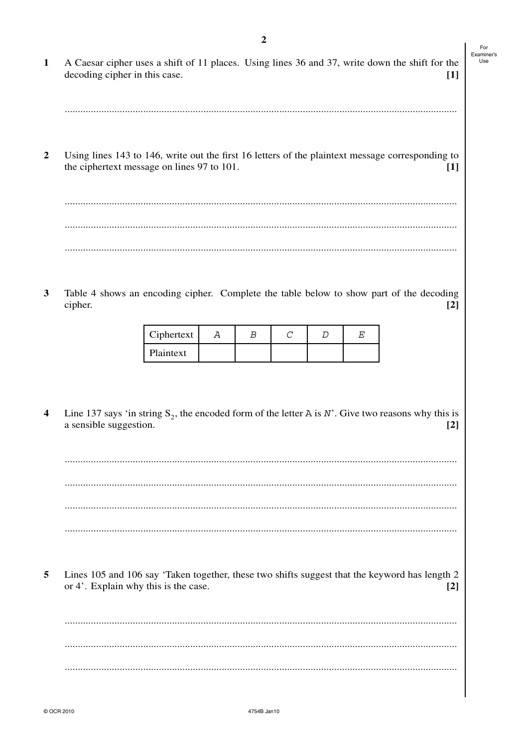**1** A Caesar cipher uses a shift of 11 places. Using lines 36 and 37, write down the shift for the decoding cipher in this case. **[1]**

....................................................................................................................................................

**2** Using lines 143 to 146, write out the first 16 letters of the plaintext message corresponding to the ciphertext message on lines 97 to 101. **[1]**

....................................................................................................................................................

....................................................................................................................................................

....................................................................................................................................................

**3** Table 4 shows an encoding cipher. Complete the table below to show part of the decoding cipher. **[2]**

| Ciphertext | *A* | *B* | *C* | *D* | *E* |
|---|---|---|---|---|---|
| Plaintext | | | | | |

**4** Line 137 says 'in string $S_2$, the encoded form of the letter A is *N*'. Give two reasons why this is a sensible suggestion. **[2]**

....................................................................................................................................................

....................................................................................................................................................

....................................................................................................................................................

....................................................................................................................................................

**5** Lines 105 and 106 say 'Taken together, these two shifts suggest that the keyword has length 2 or 4'. Explain why this is the case. **[2]**

....................................................................................................................................................

....................................................................................................................................................

....................................................................................................................................................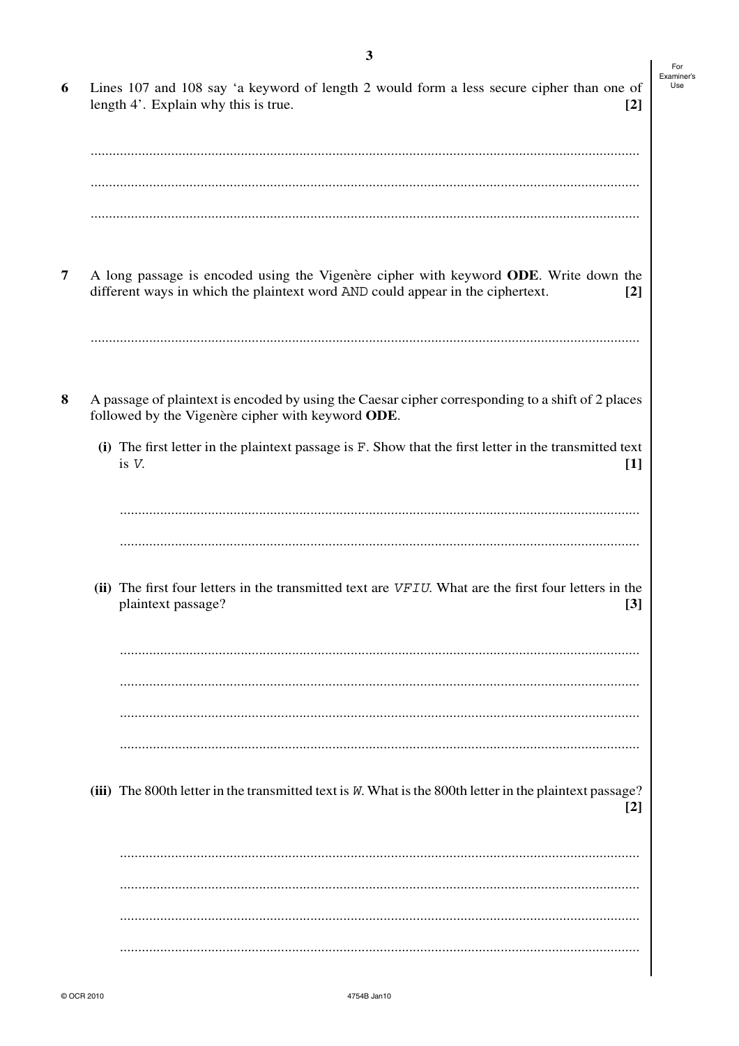**6** Lines 107 and 108 say 'a keyword of length 2 would form a less secure cipher than one of length 4'. Explain why this is true. **[2]**

..............................................................................................................................................

..............................................................................................................................................

..............................................................................................................................................

**7** A long passage is encoded using the Vigenère cipher with keyword **ODE**. Write down the different ways in which the plaintext word `AND` could appear in the ciphertext. **[2]**

..............................................................................................................................................

**8** A passage of plaintext is encoded by using the Caesar cipher corresponding to a shift of 2 places followed by the Vigenère cipher with keyword **ODE**.

**(i)** The first letter in the plaintext passage is `F`. Show that the first letter in the transmitted text is *V*. **[1]**

..............................................................................................................................................

..............................................................................................................................................

**(ii)** The first four letters in the transmitted text are *VFIU*. What are the first four letters in the plaintext passage? **[3]**

..............................................................................................................................................

..............................................................................................................................................

..............................................................................................................................................

..............................................................................................................................................

**(iii)** The 800th letter in the transmitted text is *W*. What is the 800th letter in the plaintext passage? **[2]**

..............................................................................................................................................

..............................................................................................................................................

..............................................................................................................................................

..............................................................................................................................................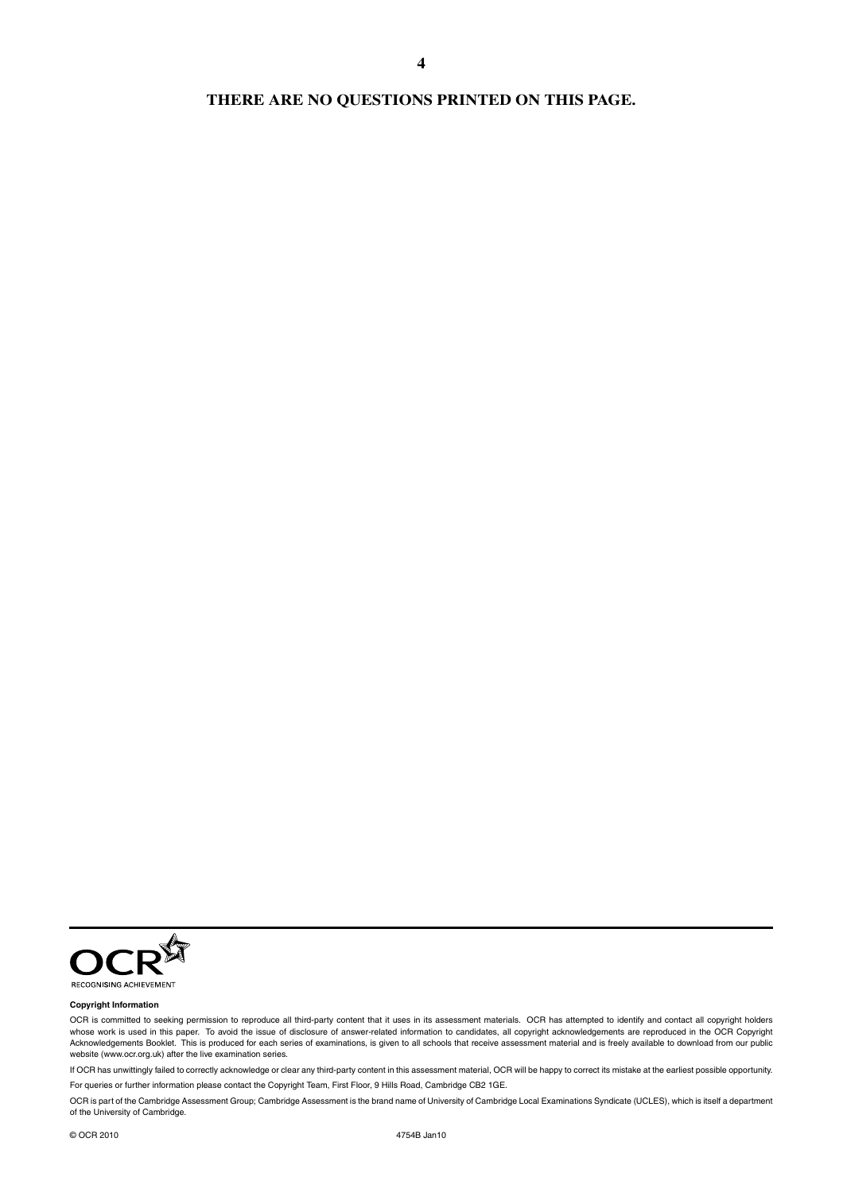**THERE ARE NO QUESTIONS PRINTED ON THIS PAGE.**

RECOGNISING ACHIEVEMENT

**Copyright Information**

OCR is committed to seeking permission to reproduce all third-party content that it uses in its assessment materials. OCR has attempted to identify and contact all copyright holders whose work is used in this paper. To avoid the issue of disclosure of answer-related information to candidates, all copyright acknowledgements are reproduced in the OCR Copyright Acknowledgements Booklet. This is produced for each series of examinations, is given to all schools that receive assessment material and is freely available to download from our public website (www.ocr.org.uk) after the live examination series.

If OCR has unwittingly failed to correctly acknowledge or clear any third-party content in this assessment material, OCR will be happy to correct its mistake at the earliest possible opportunity.

For queries or further information please contact the Copyright Team, First Floor, 9 Hills Road, Cambridge CB2 1GE.

OCR is part of the Cambridge Assessment Group; Cambridge Assessment is the brand name of University of Cambridge Local Examinations Syndicate (UCLES), which is itself a department of the University of Cambridge.

© OCR 2010 4754B Jan10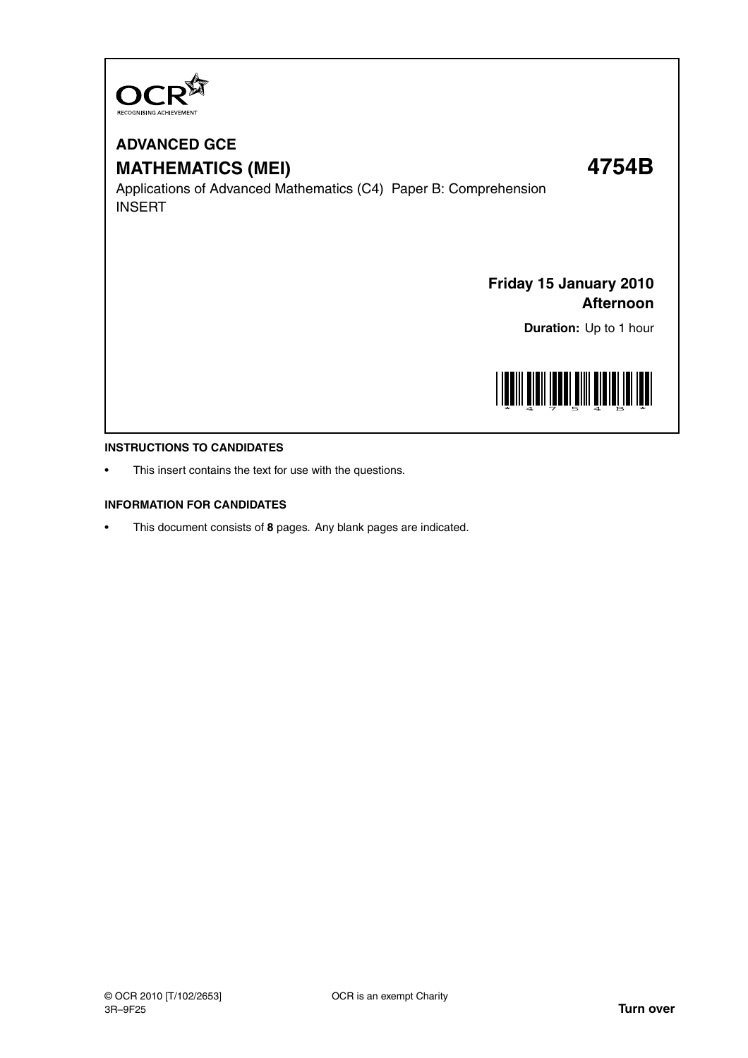# ADVANCED GCE
# MATHEMATICS (MEI) 4754B

Applications of Advanced Mathematics (C4) Paper B: Comprehension
INSERT

**Friday 15 January 2010**
**Afternoon**

**Duration:** Up to 1 hour

**INSTRUCTIONS TO CANDIDATES**

- This insert contains the text for use with the questions.

**INFORMATION FOR CANDIDATES**

- This document consists of **8** pages. Any blank pages are indicated.

© OCR 2010 [T/102/2653]
3R–9F25

OCR is an exempt Charity

**Turn over**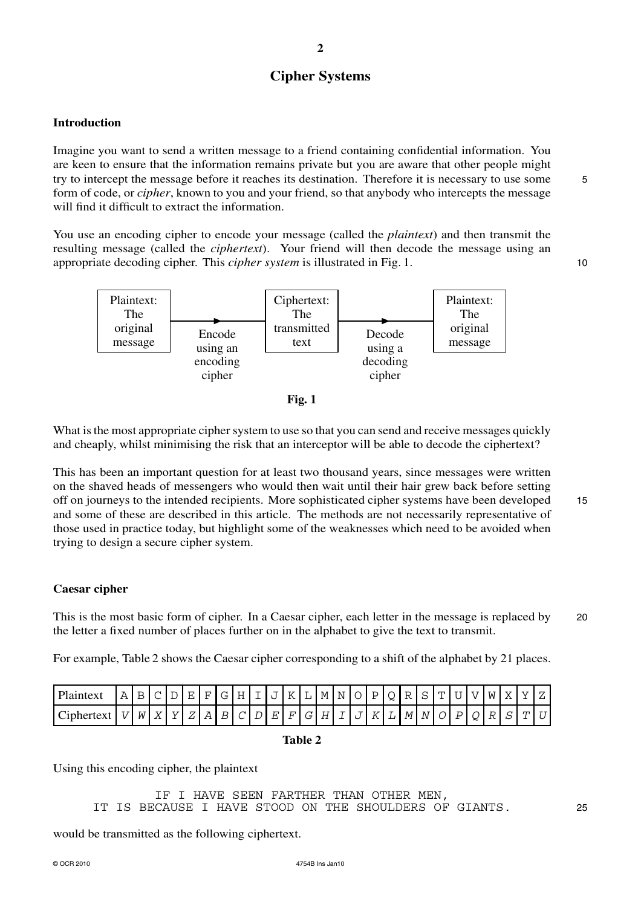## Cipher Systems

### Introduction

Imagine you want to send a written message to a friend containing confidential information. You are keen to ensure that the information remains private but you are aware that other people might try to intercept the message before it reaches its destination. Therefore it is necessary to use some form of code, or *cipher*, known to you and your friend, so that anybody who intercepts the message will find it difficult to extract the information.

You use an encoding cipher to encode your message (called the *plaintext*) and then transmit the resulting message (called the *ciphertext*). Your friend will then decode the message using an appropriate decoding cipher. This *cipher system* is illustrated in Fig. 1.

Plaintext: The original message → Encode using an encoding cipher → Ciphertext: The transmitted text → Decode using a decoding cipher → Plaintext: The original message

**Fig. 1**

What is the most appropriate cipher system to use so that you can send and receive messages quickly and cheaply, whilst minimising the risk that an interceptor will be able to decode the ciphertext?

This has been an important question for at least two thousand years, since messages were written on the shaved heads of messengers who would then wait until their hair grew back before setting off on journeys to the intended recipients. More sophisticated cipher systems have been developed and some of these are described in this article. The methods are not necessarily representative of those used in practice today, but highlight some of the weaknesses which need to be avoided when trying to design a secure cipher system.

### Caesar cipher

This is the most basic form of cipher. In a Caesar cipher, each letter in the message is replaced by the letter a fixed number of places further on in the alphabet to give the text to transmit.

For example, Table 2 shows the Caesar cipher corresponding to a shift of the alphabet by 21 places.

| Plaintext | A | B | C | D | E | F | G | H | I | J | K | L | M | N | O | P | Q | R | S | T | U | V | W | X | Y | Z |
|---|---|---|---|---|---|---|---|---|---|---|---|---|---|---|---|---|---|---|---|---|---|---|---|---|---|---|
| Ciphertext | *V* | *W* | *X* | *Y* | *Z* | *A* | *B* | *C* | *D* | *E* | *F* | *G* | *H* | *I* | *J* | *K* | *L* | *M* | *N* | *O* | *P* | *Q* | *R* | *S* | *T* | *U* |

**Table 2**

Using this encoding cipher, the plaintext

```
IF I HAVE SEEN FARTHER THAN OTHER MEN,
IT IS BECAUSE I HAVE STOOD ON THE SHOULDERS OF GIANTS.
```

would be transmitted as the following ciphertext.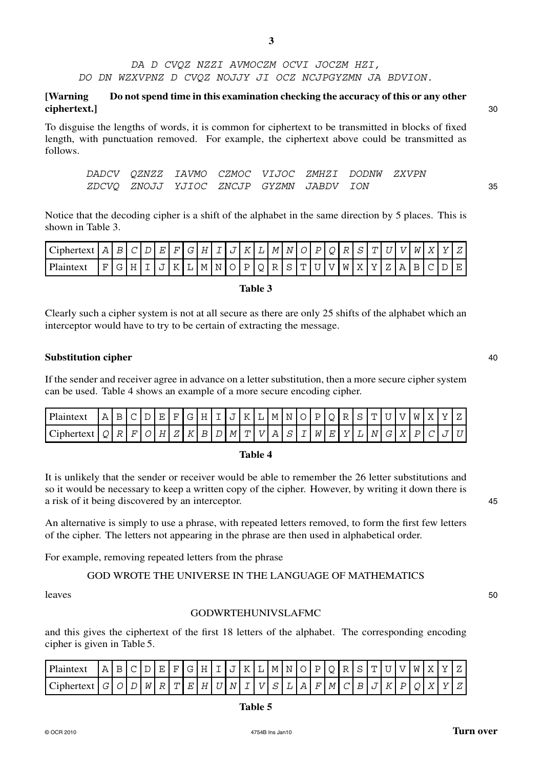*DA D CVQZ NZZI AVMOCZM OCVI JOCZM HZI,*
*DO DN WZXVPNZ D CVQZ NOJJY JI OCZ NCJPGYZMN JA BDVION.*

**[Warning Do not spend time in this examination checking the accuracy of this or any other ciphertext.]**

To disguise the lengths of words, it is common for ciphertext to be transmitted in blocks of fixed length, with punctuation removed. For example, the ciphertext above could be transmitted as follows.

*DADCV QZNZZ IAVMO CZMOC VIJOC ZMHZI DODNW ZXVPN*
*ZDCVQ ZNOJJ YJIOC ZNCJP GYZMN JABDV ION*

Notice that the decoding cipher is a shift of the alphabet in the same direction by 5 places. This is shown in Table 3.

| | | | | | | | | | | | | | | | | | | | | | | | | | | |
|---|---|---|---|---|---|---|---|---|---|---|---|---|---|---|---|---|---|---|---|---|---|---|---|---|---|---|
| Ciphertext | *A* | *B* | *C* | *D* | *E* | *F* | *G* | *H* | *I* | *J* | *K* | *L* | *M* | *N* | *O* | *P* | *Q* | *R* | *S* | *T* | *U* | *V* | *W* | *X* | *Y* | *Z* |
| Plaintext | F | G | H | I | J | K | L | M | N | O | P | Q | R | S | T | U | V | W | X | Y | Z | A | B | C | D | E |

**Table 3**

Clearly such a cipher system is not at all secure as there are only 25 shifts of the alphabet which an interceptor would have to try to be certain of extracting the message.

## Substitution cipher

If the sender and receiver agree in advance on a letter substitution, then a more secure cipher system can be used. Table 4 shows an example of a more secure encoding cipher.

| | | | | | | | | | | | | | | | | | | | | | | | | | | |
|---|---|---|---|---|---|---|---|---|---|---|---|---|---|---|---|---|---|---|---|---|---|---|---|---|---|---|
| Plaintext | A | B | C | D | E | F | G | H | I | J | K | L | M | N | O | P | Q | R | S | T | U | V | W | X | Y | Z |
| Ciphertext | *Q* | *R* | *F* | *O* | *H* | *Z* | *K* | *B* | *D* | *M* | *T* | *V* | *A* | *S* | *I* | *W* | *E* | *Y* | *L* | *N* | *G* | *X* | *P* | *C* | *J* | *U* |

**Table 4**

It is unlikely that the sender or receiver would be able to remember the 26 letter substitutions and so it would be necessary to keep a written copy of the cipher. However, by writing it down there is a risk of it being discovered by an interceptor.

An alternative is simply to use a phrase, with repeated letters removed, to form the first few letters of the cipher. The letters not appearing in the phrase are then used in alphabetical order.

For example, removing repeated letters from the phrase

GOD WROTE THE UNIVERSE IN THE LANGUAGE OF MATHEMATICS

leaves

GODWRTEHUNIVSLAFMC

and this gives the ciphertext of the first 18 letters of the alphabet. The corresponding encoding cipher is given in Table 5.

| | | | | | | | | | | | | | | | | | | | | | | | | | | |
|---|---|---|---|---|---|---|---|---|---|---|---|---|---|---|---|---|---|---|---|---|---|---|---|---|---|---|
| Plaintext | A | B | C | D | E | F | G | H | I | J | K | L | M | N | O | P | Q | R | S | T | U | V | W | X | Y | Z |
| Ciphertext | *G* | *O* | *D* | *W* | *R* | *T* | *E* | *H* | *U* | *N* | *I* | *V* | *S* | *L* | *A* | *F* | *M* | *C* | *B* | *J* | *K* | *P* | *Q* | *X* | *Y* | *Z* |

**Table 5**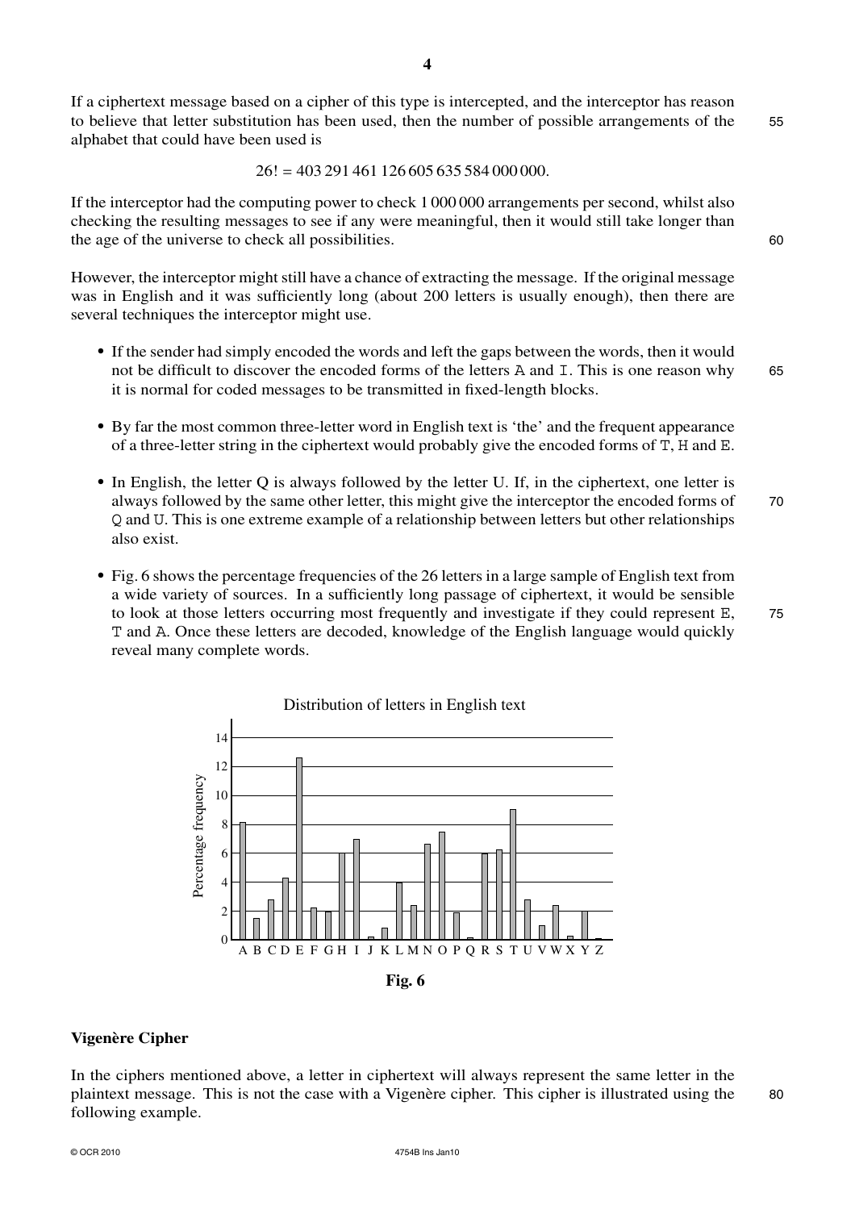If a ciphertext message based on a cipher of this type is intercepted, and the interceptor has reason to believe that letter substitution has been used, then the number of possible arrangements of the alphabet that could have been used is

$$26! = 403\,291\,461\,126\,605\,635\,584\,000\,000.$$

If the interceptor had the computing power to check 1 000 000 arrangements per second, whilst also checking the resulting messages to see if any were meaningful, then it would still take longer than the age of the universe to check all possibilities.

However, the interceptor might still have a chance of extracting the message. If the original message was in English and it was sufficiently long (about 200 letters is usually enough), then there are several techniques the interceptor might use.

- If the sender had simply encoded the words and left the gaps between the words, then it would not be difficult to discover the encoded forms of the letters A and I. This is one reason why it is normal for coded messages to be transmitted in fixed-length blocks.

- By far the most common three-letter word in English text is 'the' and the frequent appearance of a three-letter string in the ciphertext would probably give the encoded forms of T, H and E.

- In English, the letter Q is always followed by the letter U. If, in the ciphertext, one letter is always followed by the same other letter, this might give the interceptor the encoded forms of Q and U. This is one extreme example of a relationship between letters but other relationships also exist.

- Fig. 6 shows the percentage frequencies of the 26 letters in a large sample of English text from a wide variety of sources. In a sufficiently long passage of ciphertext, it would be sensible to look at those letters occurring most frequently and investigate if they could represent E, T and A. Once these letters are decoded, knowledge of the English language would quickly reveal many complete words.

Distribution of letters in English text

Percentage frequency

0 2 4 6 8 10 12 14

A B C D E F G H I J K L M N O P Q R S T U V W X Y Z

**Fig. 6**

### Vigenère Cipher

In the ciphers mentioned above, a letter in ciphertext will always represent the same letter in the plaintext message. This is not the case with a Vigenère cipher. This cipher is illustrated using the following example.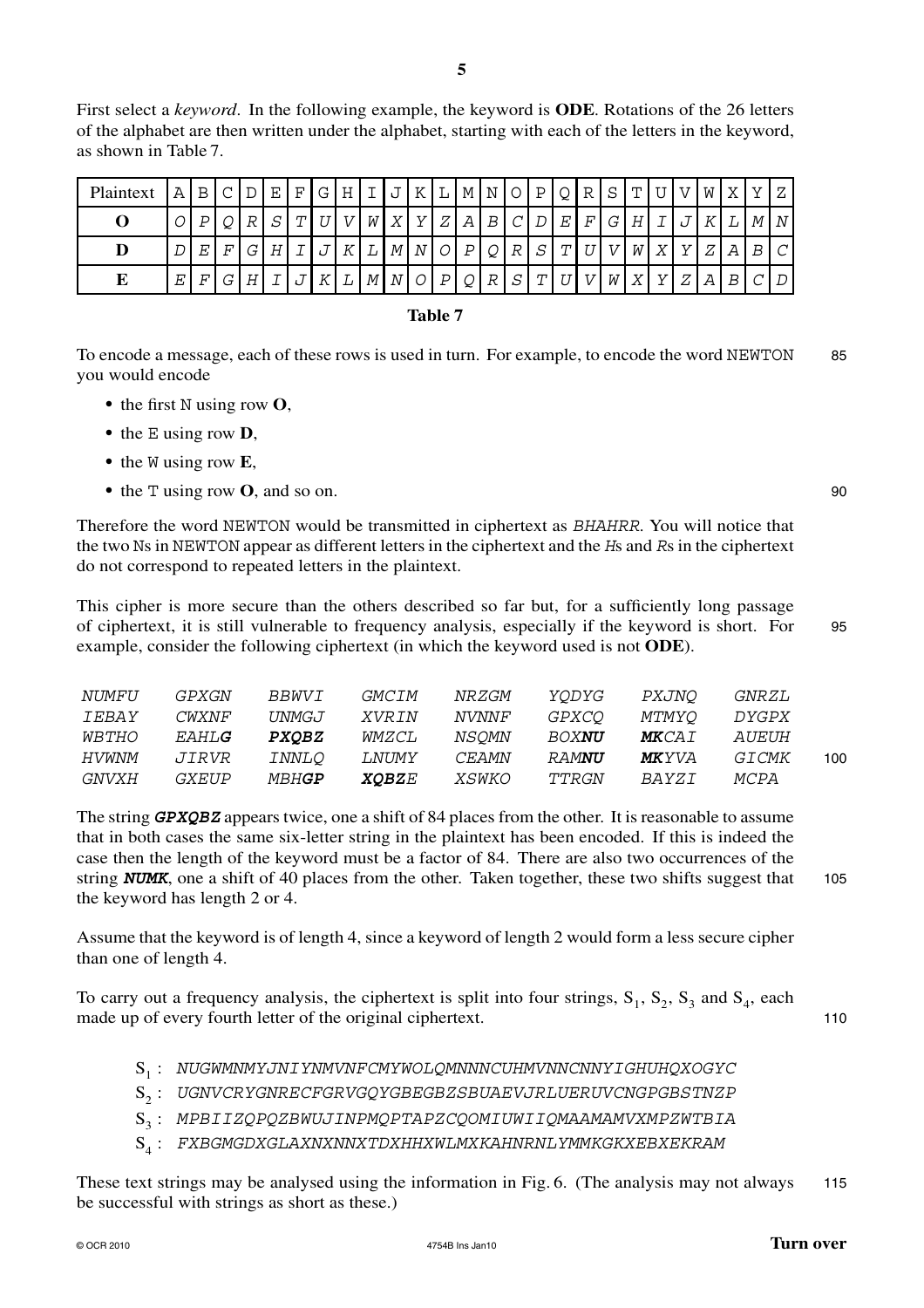First select a *keyword*. In the following example, the keyword is **ODE**. Rotations of the 26 letters of the alphabet are then written under the alphabet, starting with each of the letters in the keyword, as shown in Table 7.

| Plaintext | A | B | C | D | E | F | G | H | I | J | K | L | M | N | O | P | Q | R | S | T | U | V | W | X | Y | Z |
|---|---|---|---|---|---|---|---|---|---|---|---|---|---|---|---|---|---|---|---|---|---|---|---|---|---|---|
| **O** | *O* | *P* | *Q* | *R* | *S* | *T* | *U* | *V* | *W* | *X* | *Y* | *Z* | *A* | *B* | *C* | *D* | *E* | *F* | *G* | *H* | *I* | *J* | *K* | *L* | *M* | *N* |
| **D** | *D* | *E* | *F* | *G* | *H* | *I* | *J* | *K* | *L* | *M* | *N* | *O* | *P* | *Q* | *R* | *S* | *T* | *U* | *V* | *W* | *X* | *Y* | *Z* | *A* | *B* | *C* |
| **E** | *E* | *F* | *G* | *H* | *I* | *J* | *K* | *L* | *M* | *N* | *O* | *P* | *Q* | *R* | *S* | *T* | *U* | *V* | *W* | *X* | *Y* | *Z* | *A* | *B* | *C* | *D* |

**Table 7**

To encode a message, each of these rows is used in turn. For example, to encode the word NEWTON you would encode

- the first N using row **O**,
- the E using row **D**,
- the W using row **E**,
- the T using row **O**, and so on.

Therefore the word NEWTON would be transmitted in ciphertext as *BHAHRR*. You will notice that the two Ns in NEWTON appear as different letters in the ciphertext and the *H*s and *R*s in the ciphertext do not correspond to repeated letters in the plaintext.

This cipher is more secure than the others described so far but, for a sufficiently long passage of ciphertext, it is still vulnerable to frequency analysis, especially if the keyword is short. For example, consider the following ciphertext (in which the keyword used is not **ODE**).

| | | | | | | | |
|---|---|---|---|---|---|---|---|
| *NUMFU* | *GPXGN* | *BBWVI* | *GMCIM* | *NRZGM* | *YQDYG* | *PXJNQ* | *GNRZL* |
| *IEBAY* | *CWXNF* | *UNMGJ* | *XVRIN* | *NVNNF* | *GPXCQ* | *MTMYQ* | *DYGPX* |
| *WBTHO* | *EAHL**G*** | ***PXQBZ*** | *WMZCL* | *NSQMN* | *BOX**NU*** | ***MK**CAI* | *AUEUH* |
| *HVWNM* | *JIRVR* | *INNLQ* | *LNUMY* | *CEAMN* | *RAM**NU*** | ***MK**YVA* | *GICMK* |
| *GNVXH* | *GXEUP* | *MBH**GP*** | ***XQBZ**E* | *XSWKO* | *TTRGN* | *BAYZI* | *MCPA* |

The string ***GPXQBZ*** appears twice, one a shift of 84 places from the other. It is reasonable to assume that in both cases the same six-letter string in the plaintext has been encoded. If this is indeed the case then the length of the keyword must be a factor of 84. There are also two occurrences of the string ***NUMK***, one a shift of 40 places from the other. Taken together, these two shifts suggest that the keyword has length 2 or 4.

Assume that the keyword is of length 4, since a keyword of length 2 would form a less secure cipher than one of length 4.

To carry out a frequency analysis, the ciphertext is split into four strings, $S_1$, $S_2$, $S_3$ and $S_4$, each made up of every fourth letter of the original ciphertext.

$S_1$ : *NUGWMNMYJNIYNMVNFCMYWOLQMNNNCUHMVNNCNNYIGHUHQXOGYC*

$S_2$ : *UGNVCRYGNRECFGRVGQYGBEGBZSBUAEVJRLUERUVCNGPGBSTNZP*

$S_3$ : *MPBIIZQPQZBWUJINPMQPTAPZCQOMIUWIIQMAAMAMVXMPZWTBIA*

$S_4$ : *FXBGMGDXGLAXNXNNXTDXHHXWLMXKAHNRNLYMMKGKXEBXEKRAM*

These text strings may be analysed using the information in Fig. 6. (The analysis may not always be successful with strings as short as these.)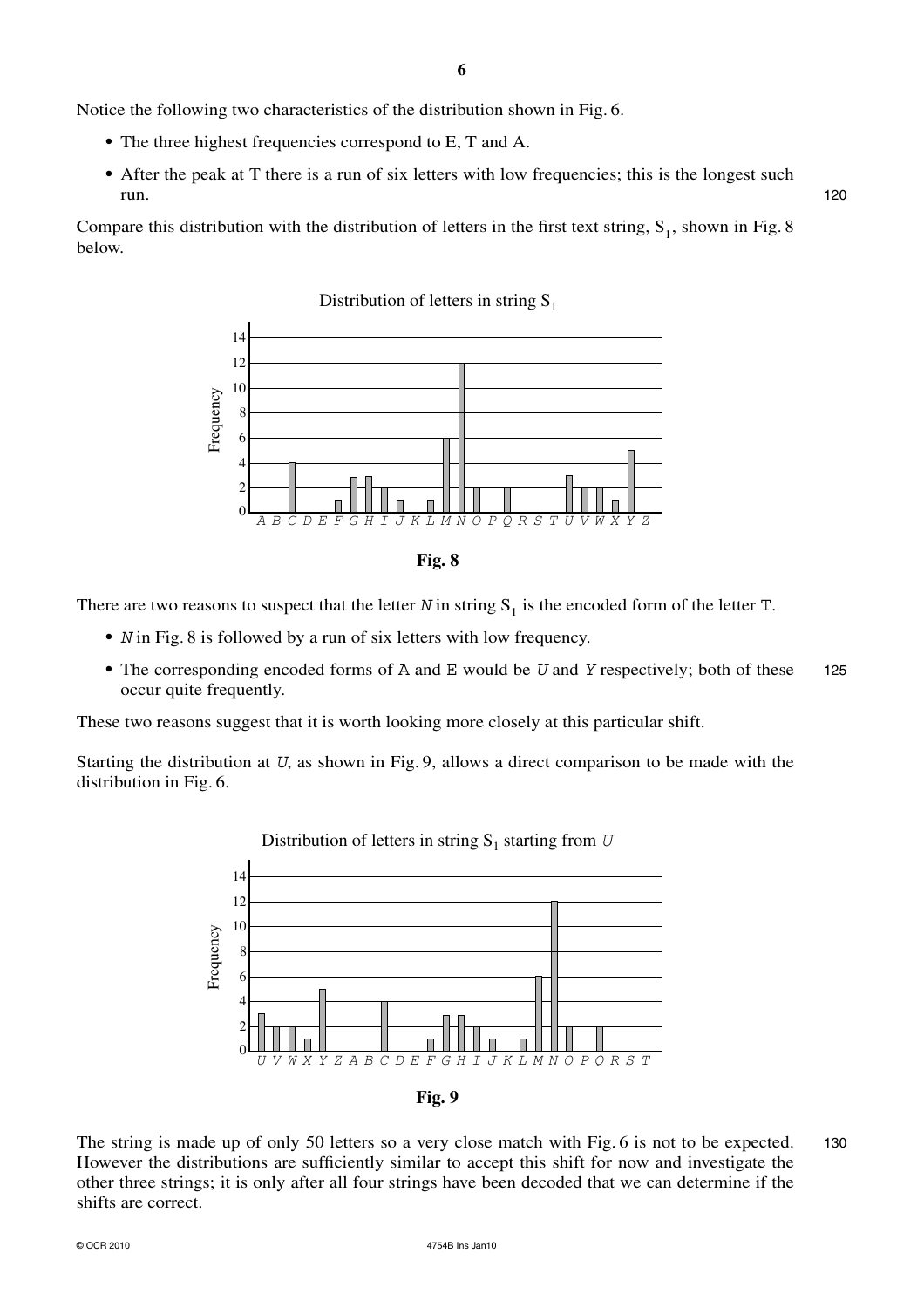Notice the following two characteristics of the distribution shown in Fig. 6.

- The three highest frequencies correspond to E, T and A.
- After the peak at T there is a run of six letters with low frequencies; this is the longest such run.

Compare this distribution with the distribution of letters in the first text string, $S_1$, shown in Fig. 8 below.

Distribution of letters in string $S_1$

Frequency

0 2 4 6 8 10 12 14

*A B C D E F G H I J K L M N O P Q R S T U V W X Y Z*

**Fig. 8**

There are two reasons to suspect that the letter *N* in string $S_1$ is the encoded form of the letter T.

- *N* in Fig. 8 is followed by a run of six letters with low frequency.
- The corresponding encoded forms of A and E would be *U* and *Y* respectively; both of these occur quite frequently.

These two reasons suggest that it is worth looking more closely at this particular shift.

Starting the distribution at *U*, as shown in Fig. 9, allows a direct comparison to be made with the distribution in Fig. 6.

Distribution of letters in string $S_1$ starting from *U*

Frequency

0 2 4 6 8 10 12 14

*U V W X Y Z A B C D E F G H I J K L M N O P Q R S T*

**Fig. 9**

The string is made up of only 50 letters so a very close match with Fig. 6 is not to be expected. However the distributions are sufficiently similar to accept this shift for now and investigate the other three strings; it is only after all four strings have been decoded that we can determine if the shifts are correct.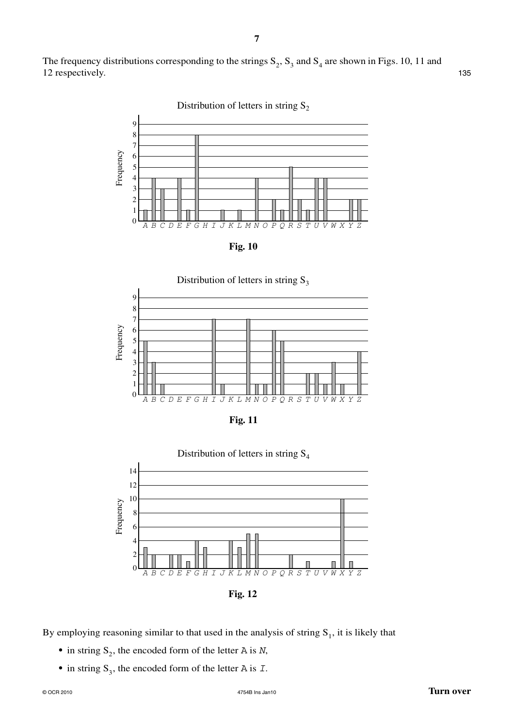The frequency distributions corresponding to the strings $S_2$, $S_3$ and $S_4$ are shown in Figs. 10, 11 and 12 respectively.

135

Distribution of letters in string $S_2$

Frequency

0 1 2 3 4 5 6 7 8 9

*A B C D E F G H I J K L M N O P Q R S T U V W X Y Z*

**Fig. 10**

Distribution of letters in string $S_3$

Frequency

0 1 2 3 4 5 6 7 8 9

*A B C D E F G H I J K L M N O P Q R S T U V W X Y Z*

**Fig. 11**

Distribution of letters in string $S_4$

Frequency

0 2 4 6 8 10 12 14

*A B C D E F G H I J K L M N O P Q R S T U V W X Y Z*

**Fig. 12**

By employing reasoning similar to that used in the analysis of string $S_1$, it is likely that

- in string $S_2$, the encoded form of the letter A is *N*,
- in string $S_3$, the encoded form of the letter A is *I*.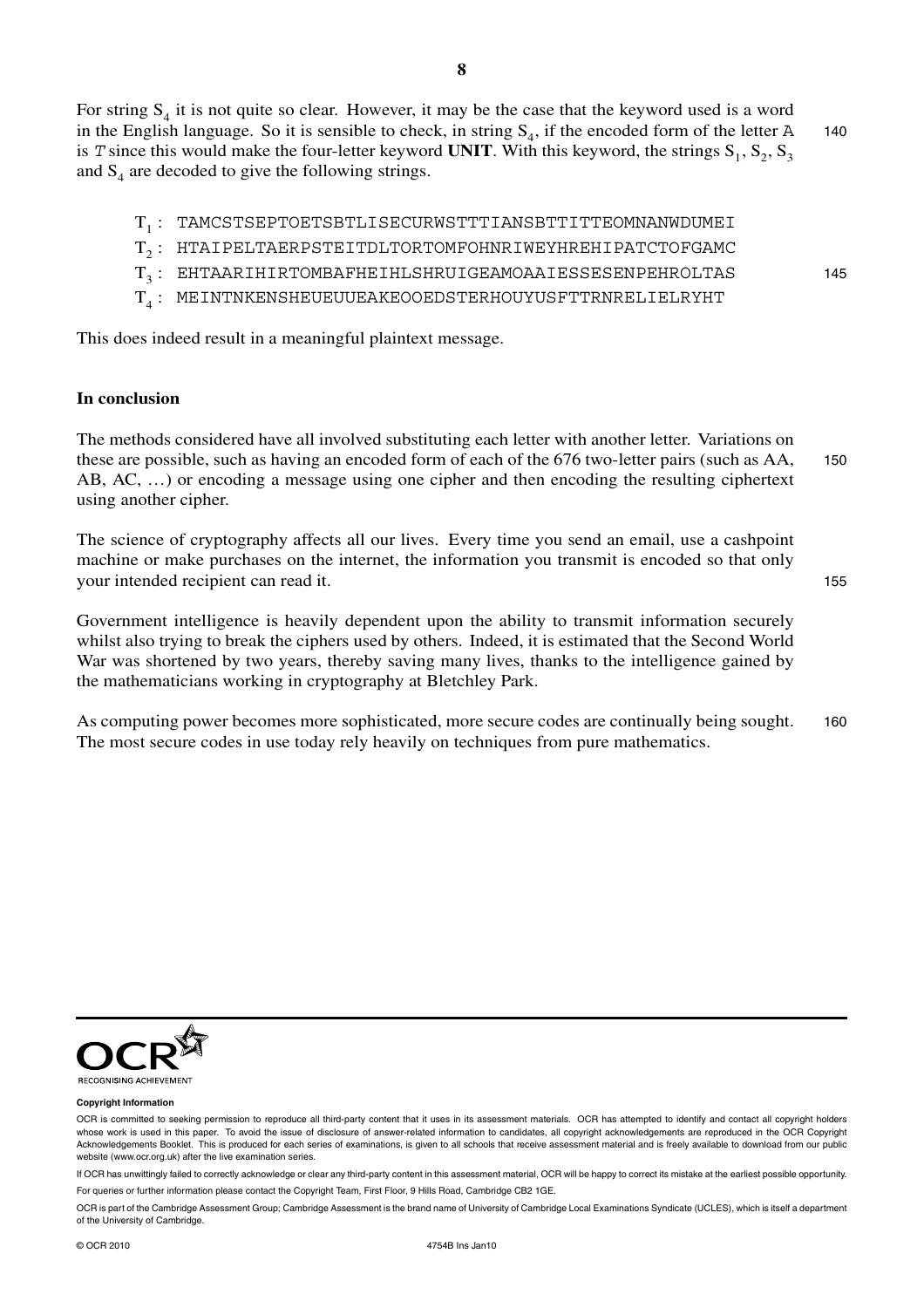For string $S_4$ it is not quite so clear. However, it may be the case that the keyword used is a word in the English language. So it is sensible to check, in string $S_4$, if the encoded form of the letter A is *T* since this would make the four-letter keyword **UNIT**. With this keyword, the strings $S_1$, $S_2$, $S_3$ and $S_4$ are decoded to give the following strings.

```
T1 : TAMCSTSEPTOETSBTLISECURWSTTTIANSBTTITTEOMNANWDUMEI
T2 : HTAIPELTAERPSTEITDLTORTOMFOHNRIWEYHREHIPATCTOFGAMC
T3 : EHTAARIHIRTOMBAFHEIHLSHRUIGEAMOAAIESSESENPEHROLTAS
T4 : MEINTNKENSHEUEUUEAKEOOEDSTERHOUYUSFTTRNRELIELRYHT
```

This does indeed result in a meaningful plaintext message.

**In conclusion**

The methods considered have all involved substituting each letter with another letter. Variations on these are possible, such as having an encoded form of each of the 676 two-letter pairs (such as AA, AB, AC, …) or encoding a message using one cipher and then encoding the resulting ciphertext using another cipher.

The science of cryptography affects all our lives. Every time you send an email, use a cashpoint machine or make purchases on the internet, the information you transmit is encoded so that only your intended recipient can read it.

Government intelligence is heavily dependent upon the ability to transmit information securely whilst also trying to break the ciphers used by others. Indeed, it is estimated that the Second World War was shortened by two years, thereby saving many lives, thanks to the intelligence gained by the mathematicians working in cryptography at Bletchley Park.

As computing power becomes more sophisticated, more secure codes are continually being sought. The most secure codes in use today rely heavily on techniques from pure mathematics.

**Copyright Information**

OCR is committed to seeking permission to reproduce all third-party content that it uses in its assessment materials. OCR has attempted to identify and contact all copyright holders whose work is used in this paper. To avoid the issue of disclosure of answer-related information to candidates, all copyright acknowledgements are reproduced in the OCR Copyright Acknowledgements Booklet. This is produced for each series of examinations, is given to all schools that receive assessment material and is freely available to download from our public website (www.ocr.org.uk) after the live examination series.

If OCR has unwittingly failed to correctly acknowledge or clear any third-party content in this assessment material, OCR will be happy to correct its mistake at the earliest possible opportunity.

For queries or further information please contact the Copyright Team, First Floor, 9 Hills Road, Cambridge CB2 1GE.

OCR is part of the Cambridge Assessment Group; Cambridge Assessment is the brand name of University of Cambridge Local Examinations Syndicate (UCLES), which is itself a department of the University of Cambridge.

© OCR 2010 4754B Ins Jan10